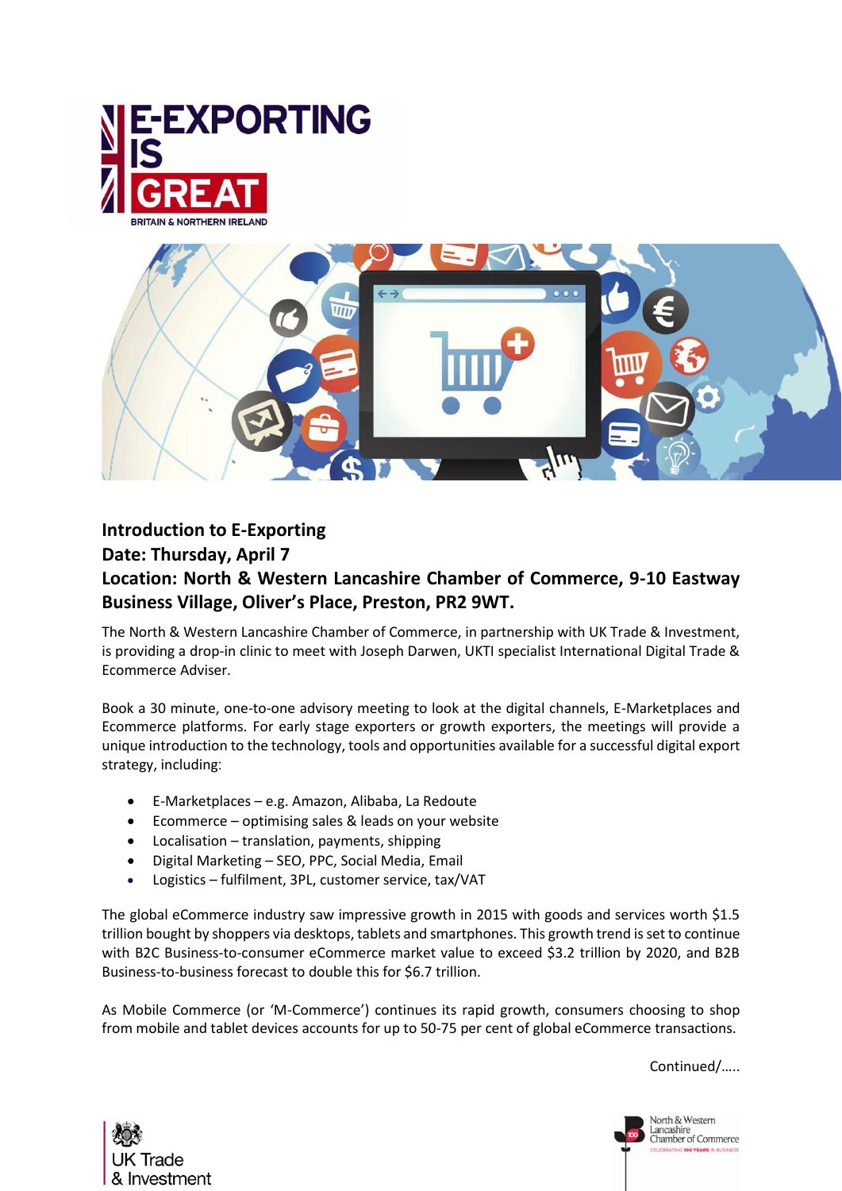**E-EXPORTING IS GREAT**
BRITAIN & NORTHERN IRELAND

## Introduction to E-Exporting

**Date: Thursday, April 7**

**Location: North & Western Lancashire Chamber of Commerce, 9-10 Eastway Business Village, Oliver's Place, Preston, PR2 9WT.**

The North & Western Lancashire Chamber of Commerce, in partnership with UK Trade & Investment, is providing a drop-in clinic to meet with Joseph Darwen, UKTI specialist International Digital Trade & Ecommerce Adviser.

Book a 30 minute, one-to-one advisory meeting to look at the digital channels, E-Marketplaces and Ecommerce platforms. For early stage exporters or growth exporters, the meetings will provide a unique introduction to the technology, tools and opportunities available for a successful digital export strategy, including:

- E-Marketplaces – e.g. Amazon, Alibaba, La Redoute
- Ecommerce – optimising sales & leads on your website
- Localisation – translation, payments, shipping
- Digital Marketing – SEO, PPC, Social Media, Email
- Logistics – fulfilment, 3PL, customer service, tax/VAT

The global eCommerce industry saw impressive growth in 2015 with goods and services worth $1.5 trillion bought by shoppers via desktops, tablets and smartphones. This growth trend is set to continue with B2C Business-to-consumer eCommerce market value to exceed $3.2 trillion by 2020, and B2B Business-to-business forecast to double this for $6.7 trillion.

As Mobile Commerce (or 'M-Commerce') continues its rapid growth, consumers choosing to shop from mobile and tablet devices accounts for up to 50-75 per cent of global eCommerce transactions.

Continued/.....

UK Trade & Investment

North & Western Lancashire Chamber of Commerce
CELEBRATING 100 YEARS IN BUSINESS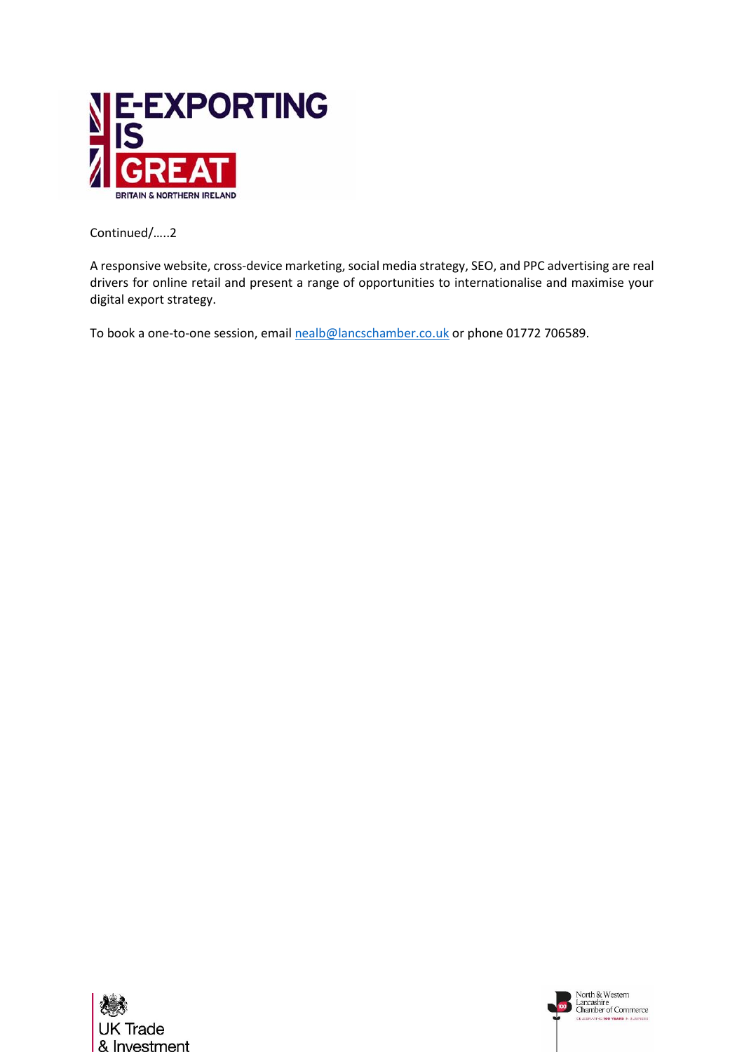Continued/…..2

A responsive website, cross-device marketing, social media strategy, SEO, and PPC advertising are real drivers for online retail and present a range of opportunities to internationalise and maximise your digital export strategy.

To book a one-to-one session, email nealb@lancschamber.co.uk or phone 01772 706589.